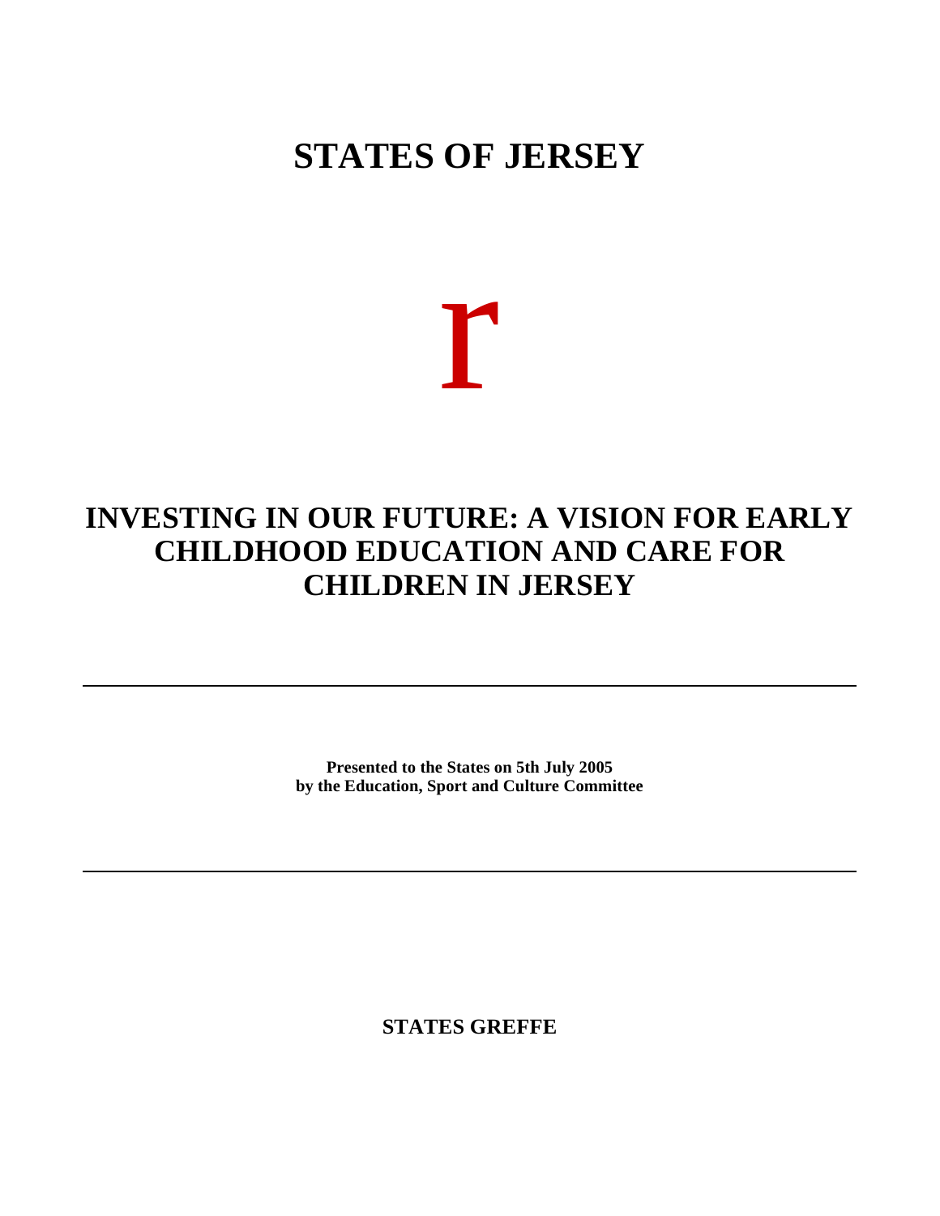# STATES OF JERSEY

r

# INVESTING IN OUR FUTURE: A VISION FOR EARLY CHILDHOOD EDUCATION AND CARE FOR CHILDREN IN JERSEY

---

**Presented to the States on 5th July 2005**
**by the Education, Sport and Culture Committee**

---

**STATES GREFFE**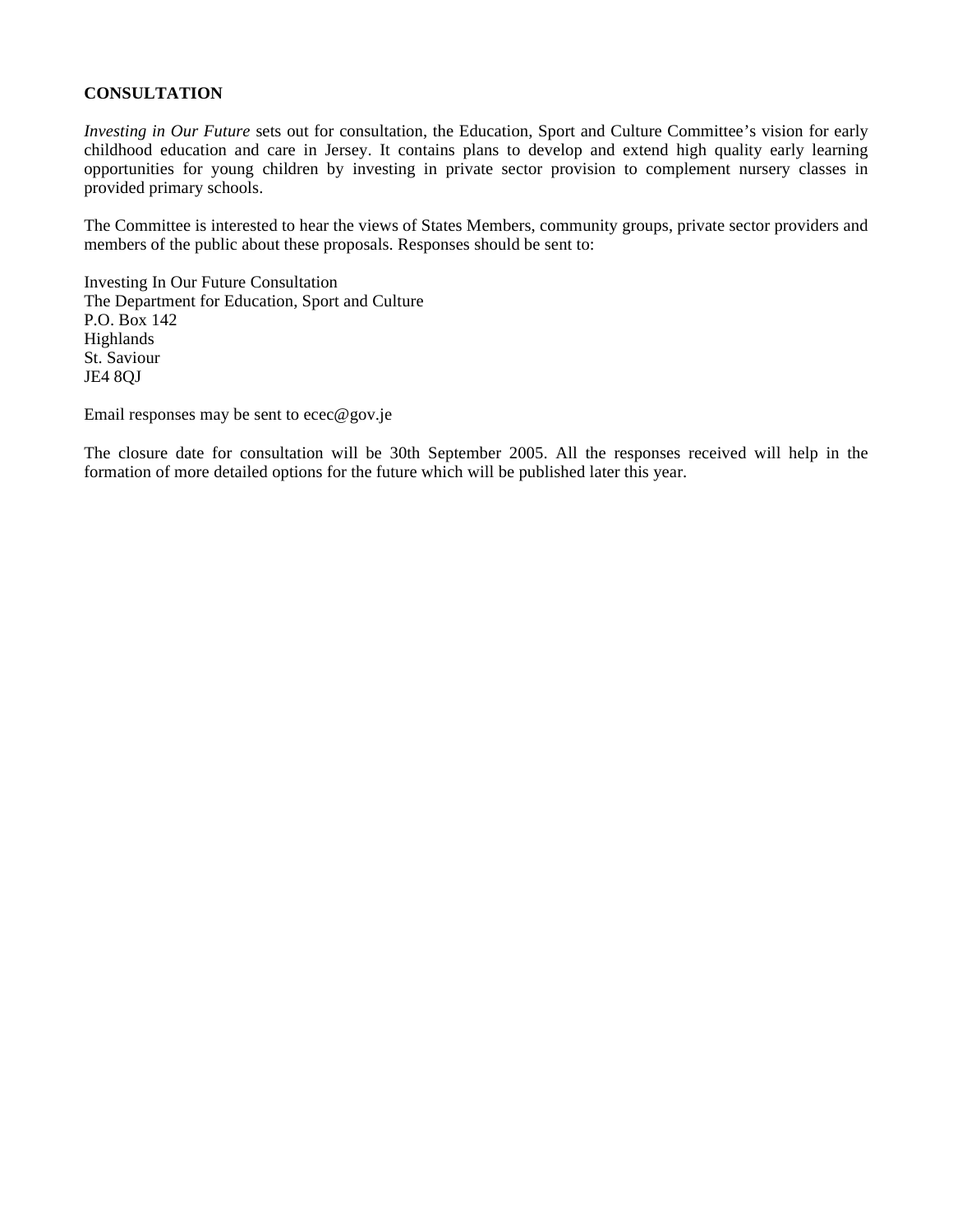**CONSULTATION**

*Investing in Our Future* sets out for consultation, the Education, Sport and Culture Committee's vision for early childhood education and care in Jersey. It contains plans to develop and extend high quality early learning opportunities for young children by investing in private sector provision to complement nursery classes in provided primary schools.

The Committee is interested to hear the views of States Members, community groups, private sector providers and members of the public about these proposals. Responses should be sent to:

Investing In Our Future Consultation  
The Department for Education, Sport and Culture  
P.O. Box 142  
Highlands  
St. Saviour  
JE4 8QJ

Email responses may be sent to ecec@gov.je

The closure date for consultation will be 30th September 2005. All the responses received will help in the formation of more detailed options for the future which will be published later this year.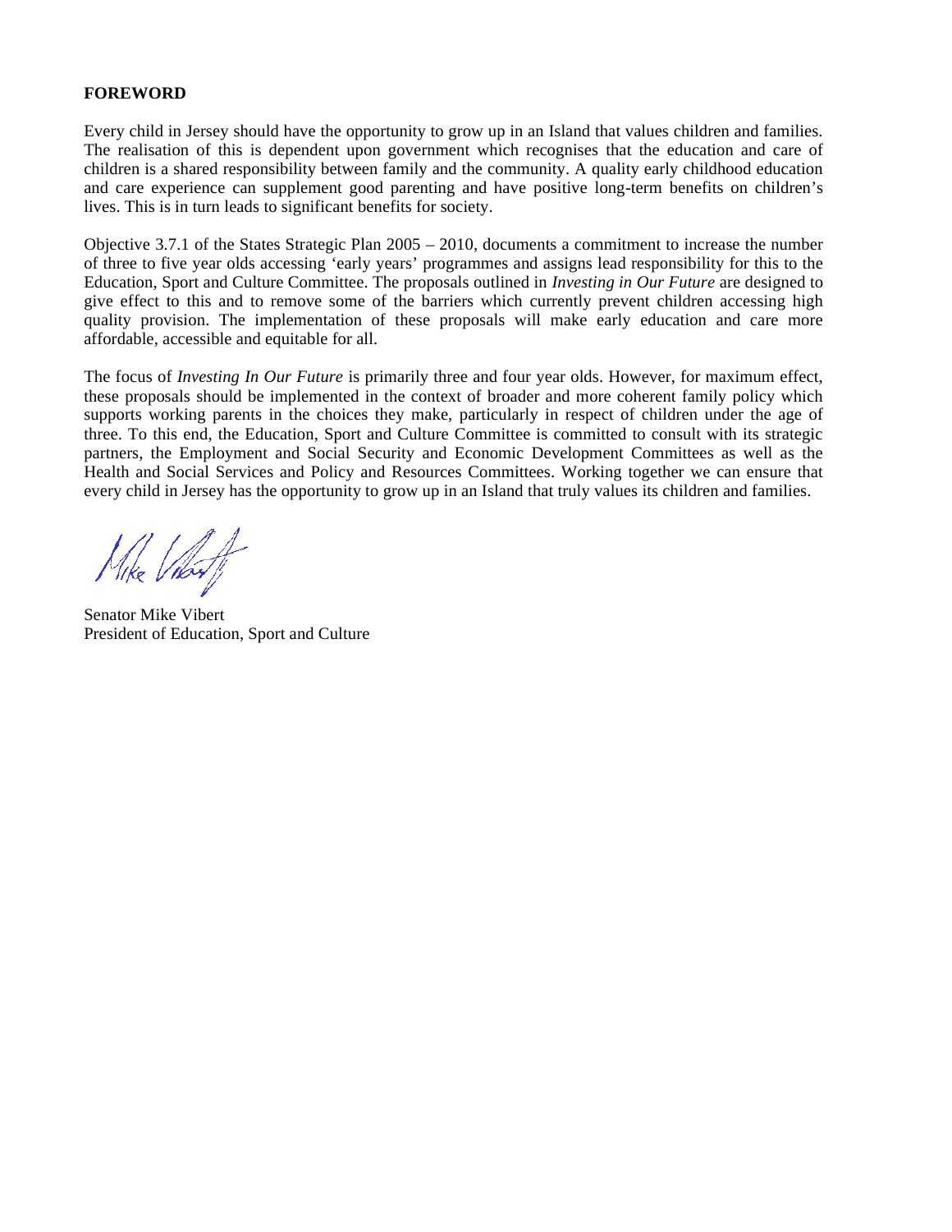**FOREWORD**

Every child in Jersey should have the opportunity to grow up in an Island that values children and families. The realisation of this is dependent upon government which recognises that the education and care of children is a shared responsibility between family and the community. A quality early childhood education and care experience can supplement good parenting and have positive long-term benefits on children's lives. This is in turn leads to significant benefits for society.

Objective 3.7.1 of the States Strategic Plan 2005 – 2010, documents a commitment to increase the number of three to five year olds accessing 'early years' programmes and assigns lead responsibility for this to the Education, Sport and Culture Committee. The proposals outlined in *Investing in Our Future* are designed to give effect to this and to remove some of the barriers which currently prevent children accessing high quality provision. The implementation of these proposals will make early education and care more affordable, accessible and equitable for all.

The focus of *Investing In Our Future* is primarily three and four year olds. However, for maximum effect, these proposals should be implemented in the context of broader and more coherent family policy which supports working parents in the choices they make, particularly in respect of children under the age of three. To this end, the Education, Sport and Culture Committee is committed to consult with its strategic partners, the Employment and Social Security and Economic Development Committees as well as the Health and Social Services and Policy and Resources Committees. Working together we can ensure that every child in Jersey has the opportunity to grow up in an Island that truly values its children and families.

Senator Mike Vibert
President of Education, Sport and Culture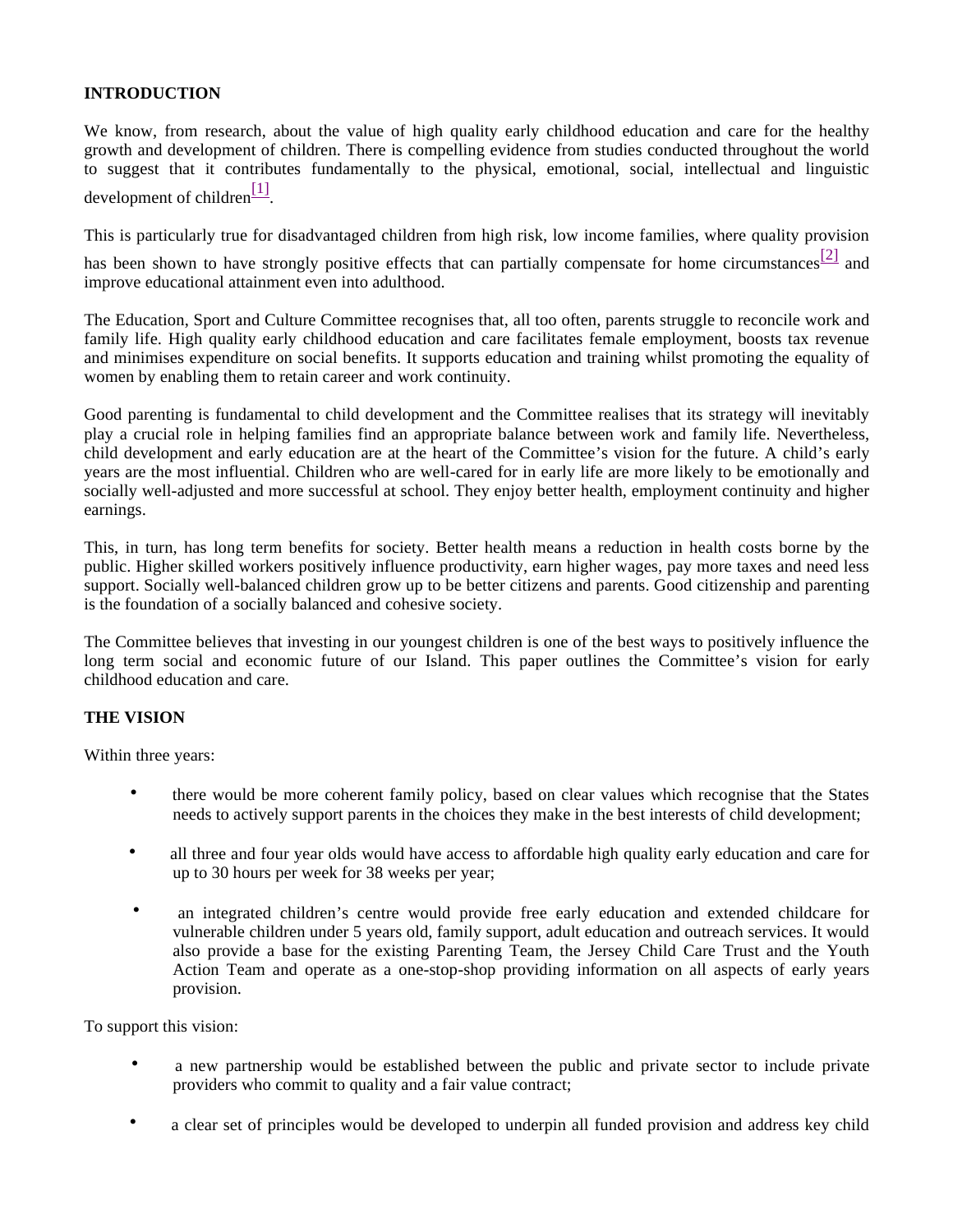## INTRODUCTION

We know, from research, about the value of high quality early childhood education and care for the healthy growth and development of children. There is compelling evidence from studies conducted throughout the world to suggest that it contributes fundamentally to the physical, emotional, social, intellectual and linguistic development of children[1].

This is particularly true for disadvantaged children from high risk, low income families, where quality provision has been shown to have strongly positive effects that can partially compensate for home circumstances[2] and improve educational attainment even into adulthood.

The Education, Sport and Culture Committee recognises that, all too often, parents struggle to reconcile work and family life. High quality early childhood education and care facilitates female employment, boosts tax revenue and minimises expenditure on social benefits. It supports education and training whilst promoting the equality of women by enabling them to retain career and work continuity.

Good parenting is fundamental to child development and the Committee realises that its strategy will inevitably play a crucial role in helping families find an appropriate balance between work and family life. Nevertheless, child development and early education are at the heart of the Committee's vision for the future. A child's early years are the most influential. Children who are well-cared for in early life are more likely to be emotionally and socially well-adjusted and more successful at school. They enjoy better health, employment continuity and higher earnings.

This, in turn, has long term benefits for society. Better health means a reduction in health costs borne by the public. Higher skilled workers positively influence productivity, earn higher wages, pay more taxes and need less support. Socially well-balanced children grow up to be better citizens and parents. Good citizenship and parenting is the foundation of a socially balanced and cohesive society.

The Committee believes that investing in our youngest children is one of the best ways to positively influence the long term social and economic future of our Island. This paper outlines the Committee's vision for early childhood education and care.

## THE VISION

Within three years:

- there would be more coherent family policy, based on clear values which recognise that the States needs to actively support parents in the choices they make in the best interests of child development;
- all three and four year olds would have access to affordable high quality early education and care for up to 30 hours per week for 38 weeks per year;
- an integrated children's centre would provide free early education and extended childcare for vulnerable children under 5 years old, family support, adult education and outreach services. It would also provide a base for the existing Parenting Team, the Jersey Child Care Trust and the Youth Action Team and operate as a one-stop-shop providing information on all aspects of early years provision.

To support this vision:

- a new partnership would be established between the public and private sector to include private providers who commit to quality and a fair value contract;
- a clear set of principles would be developed to underpin all funded provision and address key child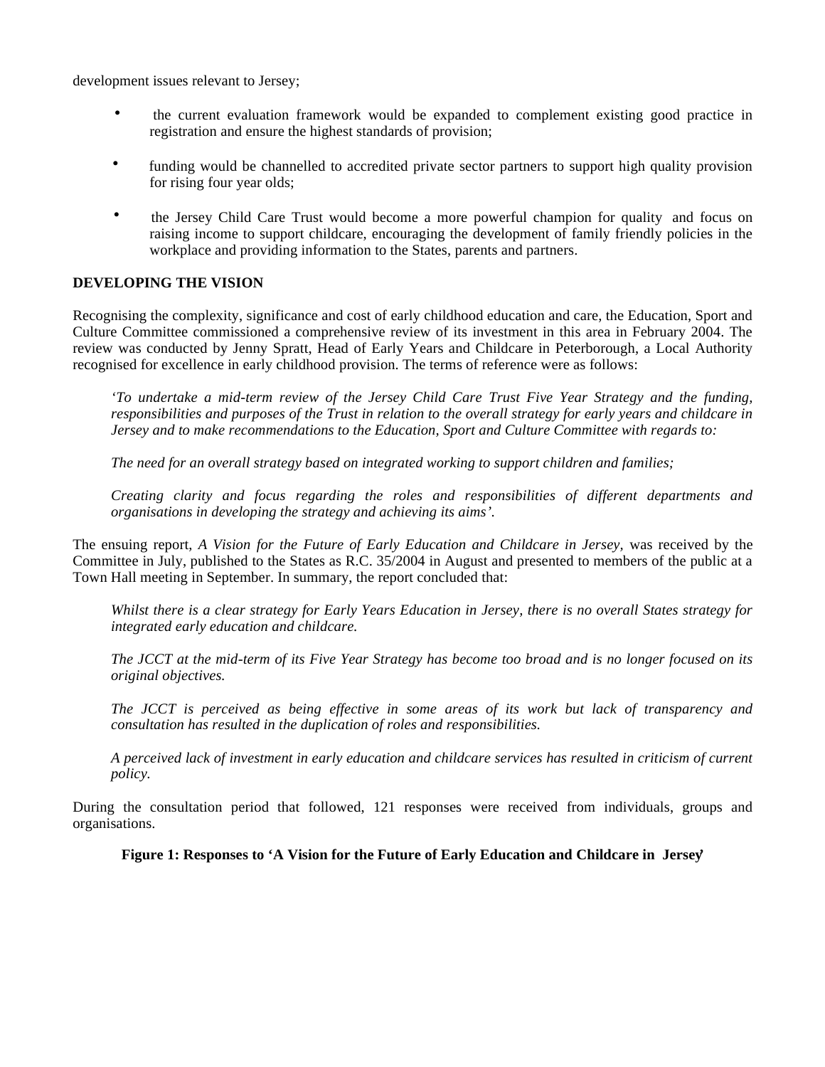development issues relevant to Jersey;

- the current evaluation framework would be expanded to complement existing good practice in registration and ensure the highest standards of provision;
- funding would be channelled to accredited private sector partners to support high quality provision for rising four year olds;
- the Jersey Child Care Trust would become a more powerful champion for quality and focus on raising income to support childcare, encouraging the development of family friendly policies in the workplace and providing information to the States, parents and partners.

**DEVELOPING THE VISION**

Recognising the complexity, significance and cost of early childhood education and care, the Education, Sport and Culture Committee commissioned a comprehensive review of its investment in this area in February 2004. The review was conducted by Jenny Spratt, Head of Early Years and Childcare in Peterborough, a Local Authority recognised for excellence in early childhood provision. The terms of reference were as follows:

> *'To undertake a mid-term review of the Jersey Child Care Trust Five Year Strategy and the funding, responsibilities and purposes of the Trust in relation to the overall strategy for early years and childcare in Jersey and to make recommendations to the Education, Sport and Culture Committee with regards to:*
>
> *The need for an overall strategy based on integrated working to support children and families;*
>
> *Creating clarity and focus regarding the roles and responsibilities of different departments and organisations in developing the strategy and achieving its aims'.*

The ensuing report, *A Vision for the Future of Early Education and Childcare in Jersey,* was received by the Committee in July, published to the States as R.C. 35/2004 in August and presented to members of the public at a Town Hall meeting in September. In summary, the report concluded that:

> *Whilst there is a clear strategy for Early Years Education in Jersey, there is no overall States strategy for integrated early education and childcare.*
>
> *The JCCT at the mid-term of its Five Year Strategy has become too broad and is no longer focused on its original objectives.*
>
> *The JCCT is perceived as being effective in some areas of its work but lack of transparency and consultation has resulted in the duplication of roles and responsibilities.*
>
> *A perceived lack of investment in early education and childcare services has resulted in criticism of current policy.*

During the consultation period that followed, 121 responses were received from individuals, groups and organisations.

**Figure 1: Responses to 'A Vision for the Future of Early Education and Childcare in Jersey'**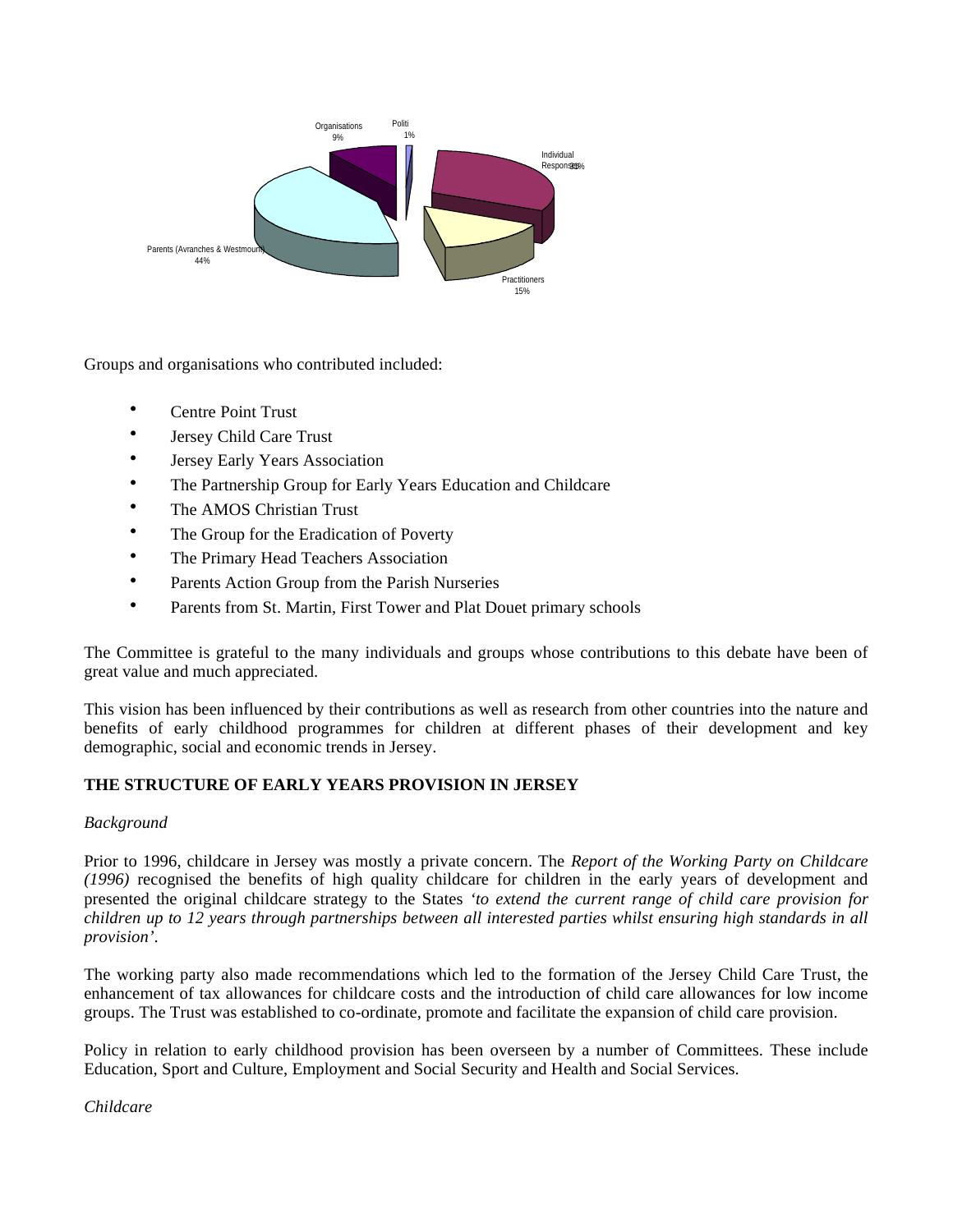Groups and organisations who contributed included:

- Centre Point Trust
- Jersey Child Care Trust
- Jersey Early Years Association
- The Partnership Group for Early Years Education and Childcare
- The AMOS Christian Trust
- The Group for the Eradication of Poverty
- The Primary Head Teachers Association
- Parents Action Group from the Parish Nurseries
- Parents from St. Martin, First Tower and Plat Douet primary schools

The Committee is grateful to the many individuals and groups whose contributions to this debate have been of great value and much appreciated.

This vision has been influenced by their contributions as well as research from other countries into the nature and benefits of early childhood programmes for children at different phases of their development and key demographic, social and economic trends in Jersey.

## THE STRUCTURE OF EARLY YEARS PROVISION IN JERSEY

*Background*

Prior to 1996, childcare in Jersey was mostly a private concern. The *Report of the Working Party on Childcare (1996)* recognised the benefits of high quality childcare for children in the early years of development and presented the original childcare strategy to the States *'to extend the current range of child care provision for children up to 12 years through partnerships between all interested parties whilst ensuring high standards in all provision'*.

The working party also made recommendations which led to the formation of the Jersey Child Care Trust, the enhancement of tax allowances for childcare costs and the introduction of child care allowances for low income groups. The Trust was established to co-ordinate, promote and facilitate the expansion of child care provision.

Policy in relation to early childhood provision has been overseen by a number of Committees. These include Education, Sport and Culture, Employment and Social Security and Health and Social Services.

*Childcare*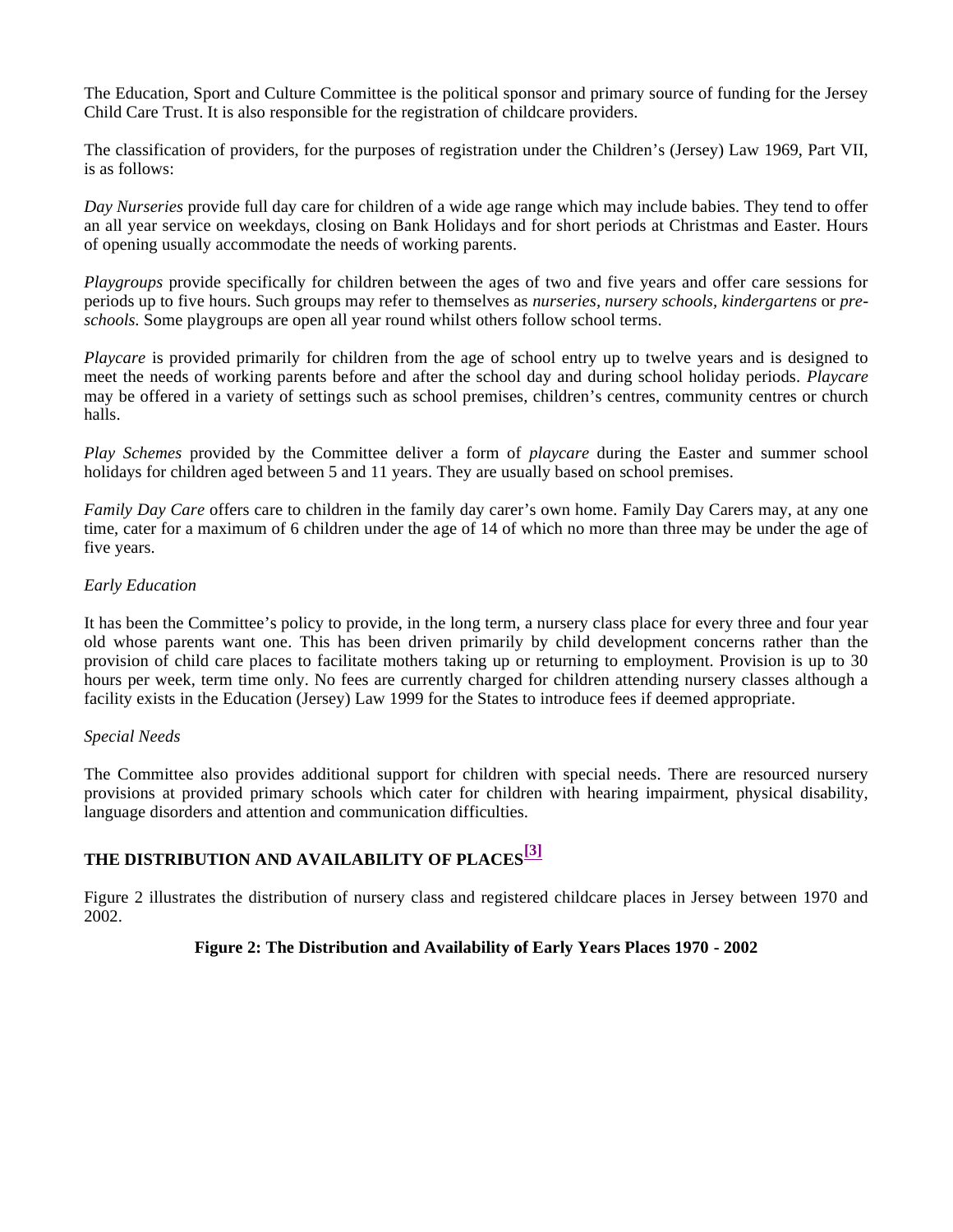The Education, Sport and Culture Committee is the political sponsor and primary source of funding for the Jersey Child Care Trust. It is also responsible for the registration of childcare providers.

The classification of providers, for the purposes of registration under the Children's (Jersey) Law 1969, Part VII, is as follows:

*Day Nurseries* provide full day care for children of a wide age range which may include babies. They tend to offer an all year service on weekdays, closing on Bank Holidays and for short periods at Christmas and Easter. Hours of opening usually accommodate the needs of working parents.

*Playgroups* provide specifically for children between the ages of two and five years and offer care sessions for periods up to five hours. Such groups may refer to themselves as *nurseries, nursery schools, kindergartens* or *pre-schools.* Some playgroups are open all year round whilst others follow school terms.

*Playcare* is provided primarily for children from the age of school entry up to twelve years and is designed to meet the needs of working parents before and after the school day and during school holiday periods. *Playcare* may be offered in a variety of settings such as school premises, children's centres, community centres or church halls.

*Play Schemes* provided by the Committee deliver a form of *playcare* during the Easter and summer school holidays for children aged between 5 and 11 years. They are usually based on school premises.

*Family Day Care* offers care to children in the family day carer's own home. Family Day Carers may, at any one time, cater for a maximum of 6 children under the age of 14 of which no more than three may be under the age of five years.

*Early Education*

It has been the Committee's policy to provide, in the long term, a nursery class place for every three and four year old whose parents want one. This has been driven primarily by child development concerns rather than the provision of child care places to facilitate mothers taking up or returning to employment. Provision is up to 30 hours per week, term time only. No fees are currently charged for children attending nursery classes although a facility exists in the Education (Jersey) Law 1999 for the States to introduce fees if deemed appropriate.

*Special Needs*

The Committee also provides additional support for children with special needs. There are resourced nursery provisions at provided primary schools which cater for children with hearing impairment, physical disability, language disorders and attention and communication difficulties.

## THE DISTRIBUTION AND AVAILABILITY OF PLACES[3]

Figure 2 illustrates the distribution of nursery class and registered childcare places in Jersey between 1970 and 2002.

**Figure 2: The Distribution and Availability of Early Years Places 1970 - 2002**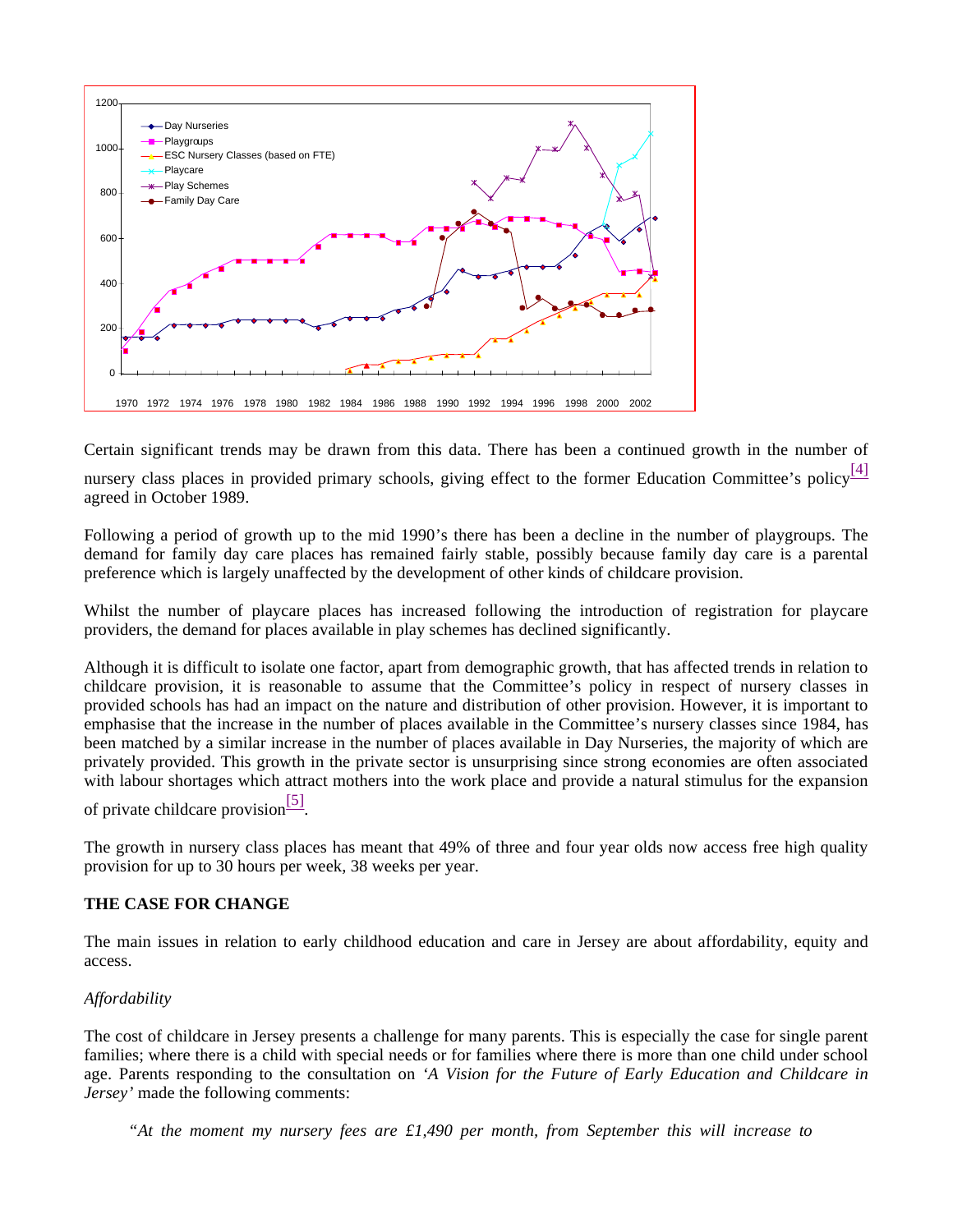Certain significant trends may be drawn from this data. There has been a continued growth in the number of nursery class places in provided primary schools, giving effect to the former Education Committee's policy[4] agreed in October 1989.

Following a period of growth up to the mid 1990's there has been a decline in the number of playgroups. The demand for family day care places has remained fairly stable, possibly because family day care is a parental preference which is largely unaffected by the development of other kinds of childcare provision.

Whilst the number of playcare places has increased following the introduction of registration for playcare providers, the demand for places available in play schemes has declined significantly.

Although it is difficult to isolate one factor, apart from demographic growth, that has affected trends in relation to childcare provision, it is reasonable to assume that the Committee's policy in respect of nursery classes in provided schools has had an impact on the nature and distribution of other provision. However, it is important to emphasise that the increase in the number of places available in the Committee's nursery classes since 1984, has been matched by a similar increase in the number of places available in Day Nurseries, the majority of which are privately provided. This growth in the private sector is unsurprising since strong economies are often associated with labour shortages which attract mothers into the work place and provide a natural stimulus for the expansion of private childcare provision[5].

The growth in nursery class places has meant that 49% of three and four year olds now access free high quality provision for up to 30 hours per week, 38 weeks per year.

**THE CASE FOR CHANGE**

The main issues in relation to early childhood education and care in Jersey are about affordability, equity and access.

*Affordability*

The cost of childcare in Jersey presents a challenge for many parents. This is especially the case for single parent families; where there is a child with special needs or for families where there is more than one child under school age. Parents responding to the consultation on *'A Vision for the Future of Early Education and Childcare in Jersey'* made the following comments:

*"At the moment my nursery fees are £1,490 per month, from September this will increase to*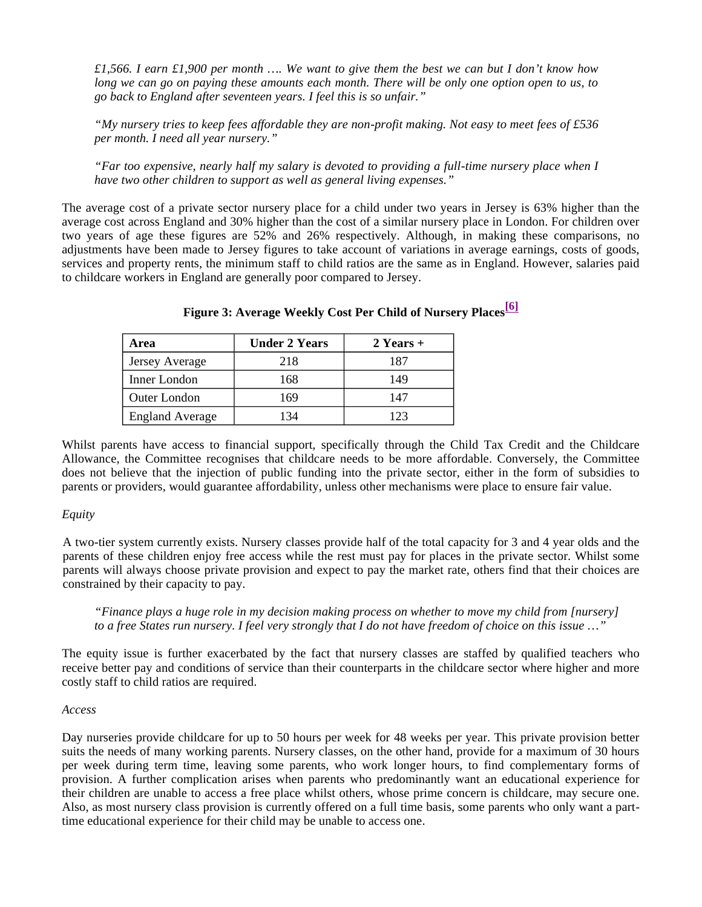*£1,566. I earn £1,900 per month …. We want to give them the best we can but I don't know how long we can go on paying these amounts each month. There will be only one option open to us, to go back to England after seventeen years. I feel this is so unfair."*

*"My nursery tries to keep fees affordable they are non-profit making. Not easy to meet fees of £536 per month. I need all year nursery."*

*"Far too expensive, nearly half my salary is devoted to providing a full-time nursery place when I have two other children to support as well as general living expenses."*

The average cost of a private sector nursery place for a child under two years in Jersey is 63% higher than the average cost across England and 30% higher than the cost of a similar nursery place in London. For children over two years of age these figures are 52% and 26% respectively. Although, in making these comparisons, no adjustments have been made to Jersey figures to take account of variations in average earnings, costs of goods, services and property rents, the minimum staff to child ratios are the same as in England. However, salaries paid to childcare workers in England are generally poor compared to Jersey.

**Figure 3: Average Weekly Cost Per Child of Nursery Places[6]**

| Area | Under 2 Years | 2 Years + |
|---|---|---|
| Jersey Average | 218 | 187 |
| Inner London | 168 | 149 |
| Outer London | 169 | 147 |
| England Average | 134 | 123 |

Whilst parents have access to financial support, specifically through the Child Tax Credit and the Childcare Allowance, the Committee recognises that childcare needs to be more affordable. Conversely, the Committee does not believe that the injection of public funding into the private sector, either in the form of subsidies to parents or providers, would guarantee affordability, unless other mechanisms were place to ensure fair value.

*Equity*

A two-tier system currently exists. Nursery classes provide half of the total capacity for 3 and 4 year olds and the parents of these children enjoy free access while the rest must pay for places in the private sector. Whilst some parents will always choose private provision and expect to pay the market rate, others find that their choices are constrained by their capacity to pay.

*"Finance plays a huge role in my decision making process on whether to move my child from [nursery] to a free States run nursery. I feel very strongly that I do not have freedom of choice on this issue …"*

The equity issue is further exacerbated by the fact that nursery classes are staffed by qualified teachers who receive better pay and conditions of service than their counterparts in the childcare sector where higher and more costly staff to child ratios are required.

*Access*

Day nurseries provide childcare for up to 50 hours per week for 48 weeks per year. This private provision better suits the needs of many working parents. Nursery classes, on the other hand, provide for a maximum of 30 hours per week during term time, leaving some parents, who work longer hours, to find complementary forms of provision. A further complication arises when parents who predominantly want an educational experience for their children are unable to access a free place whilst others, whose prime concern is childcare, may secure one. Also, as most nursery class provision is currently offered on a full time basis, some parents who only want a part-time educational experience for their child may be unable to access one.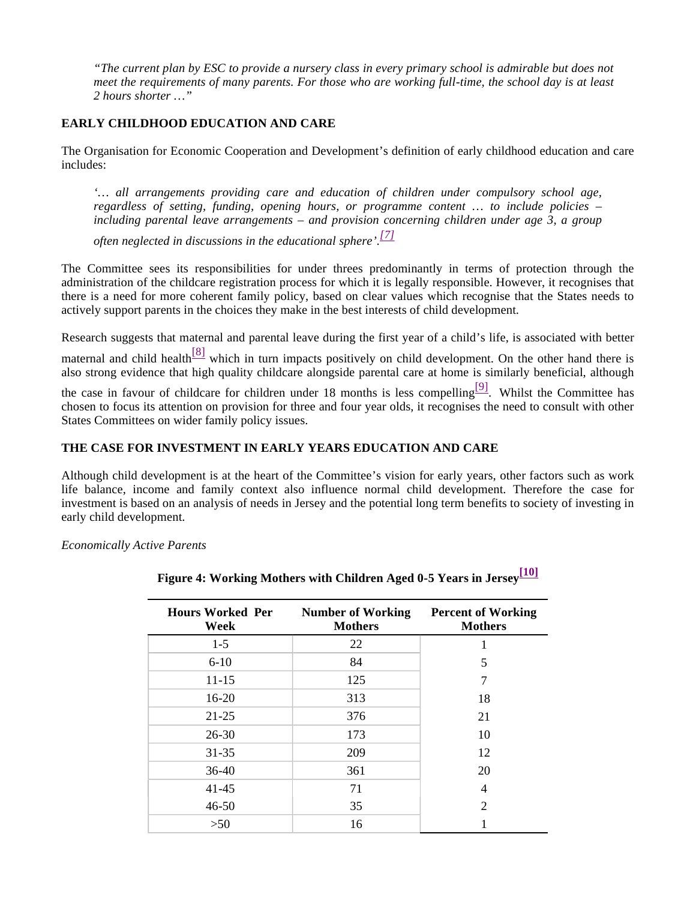*"The current plan by ESC to provide a nursery class in every primary school is admirable but does not meet the requirements of many parents. For those who are working full-time, the school day is at least 2 hours shorter …"*

## EARLY CHILDHOOD EDUCATION AND CARE

The Organisation for Economic Cooperation and Development's definition of early childhood education and care includes:

*'… all arrangements providing care and education of children under compulsory school age, regardless of setting, funding, opening hours, or programme content … to include policies – including parental leave arrangements – and provision concerning children under age 3, a group often neglected in discussions in the educational sphere'.*[7]

The Committee sees its responsibilities for under threes predominantly in terms of protection through the administration of the childcare registration process for which it is legally responsible. However, it recognises that there is a need for more coherent family policy, based on clear values which recognise that the States needs to actively support parents in the choices they make in the best interests of child development.

Research suggests that maternal and parental leave during the first year of a child's life, is associated with better maternal and child health[8] which in turn impacts positively on child development. On the other hand there is also strong evidence that high quality childcare alongside parental care at home is similarly beneficial, although the case in favour of childcare for children under 18 months is less compelling[9]. Whilst the Committee has chosen to focus its attention on provision for three and four year olds, it recognises the need to consult with other States Committees on wider family policy issues.

## THE CASE FOR INVESTMENT IN EARLY YEARS EDUCATION AND CARE

Although child development is at the heart of the Committee's vision for early years, other factors such as work life balance, income and family context also influence normal child development. Therefore the case for investment is based on an analysis of needs in Jersey and the potential long term benefits to society of investing in early child development.

*Economically Active Parents*

**Figure 4: Working Mothers with Children Aged 0-5 Years in Jersey[10]**

| Hours Worked Per Week | Number of Working Mothers | Percent of Working Mothers |
|---|---|---|
| 1-5 | 22 | 1 |
| 6-10 | 84 | 5 |
| 11-15 | 125 | 7 |
| 16-20 | 313 | 18 |
| 21-25 | 376 | 21 |
| 26-30 | 173 | 10 |
| 31-35 | 209 | 12 |
| 36-40 | 361 | 20 |
| 41-45 | 71 | 4 |
| 46-50 | 35 | 2 |
| >50 | 16 | 1 |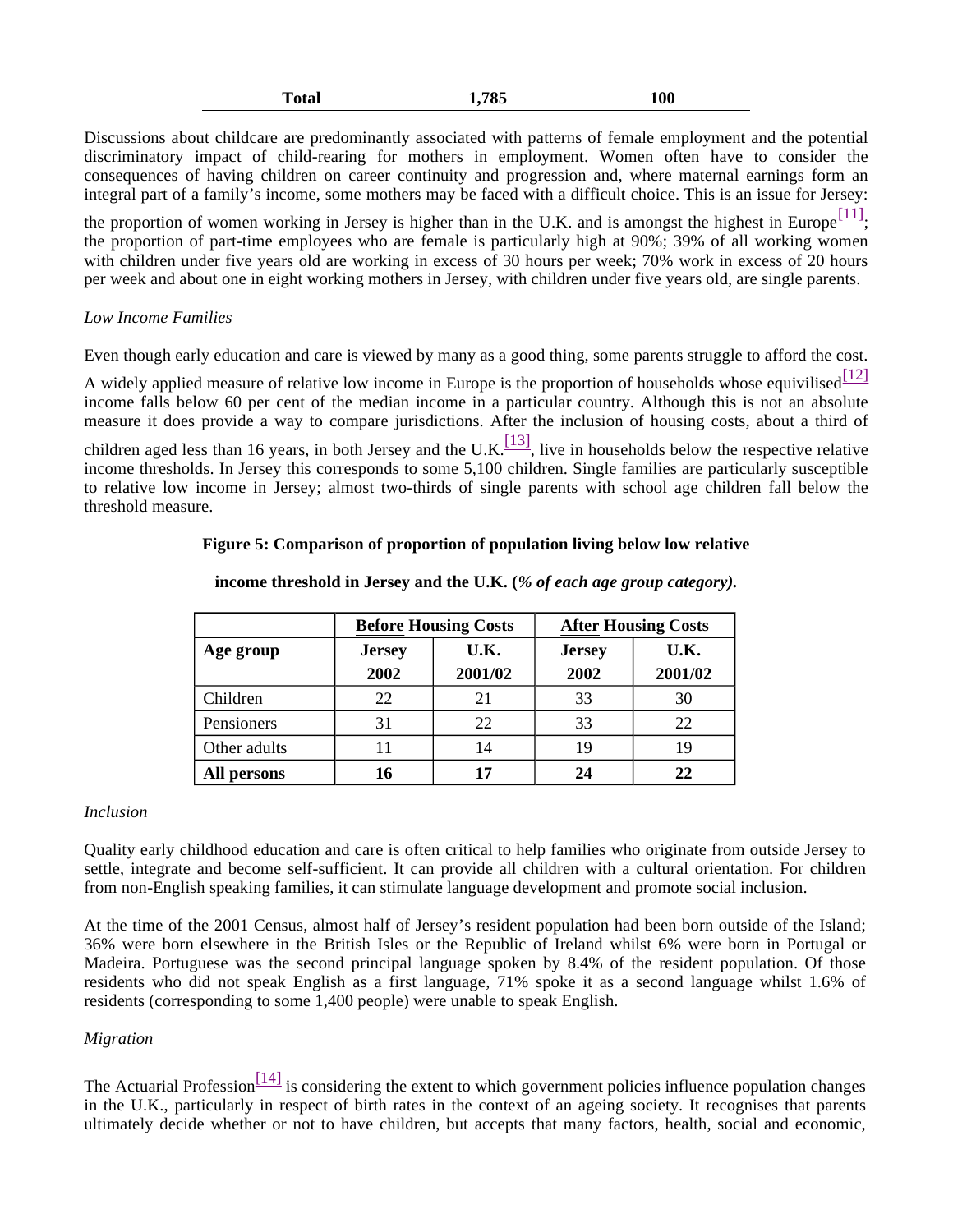| Total | 1,785 | 100 |
|---|---|---|

Discussions about childcare are predominantly associated with patterns of female employment and the potential discriminatory impact of child-rearing for mothers in employment. Women often have to consider the consequences of having children on career continuity and progression and, where maternal earnings form an integral part of a family's income, some mothers may be faced with a difficult choice. This is an issue for Jersey: the proportion of women working in Jersey is higher than in the U.K. and is amongst the highest in Europe[11]; the proportion of part-time employees who are female is particularly high at 90%; 39% of all working women with children under five years old are working in excess of 30 hours per week; 70% work in excess of 20 hours per week and about one in eight working mothers in Jersey, with children under five years old, are single parents.

*Low Income Families*

Even though early education and care is viewed by many as a good thing, some parents struggle to afford the cost. A widely applied measure of relative low income in Europe is the proportion of households whose equivilised[12] income falls below 60 per cent of the median income in a particular country. Although this is not an absolute measure it does provide a way to compare jurisdictions. After the inclusion of housing costs, about a third of children aged less than 16 years, in both Jersey and the U.K.[13], live in households below the respective relative income thresholds. In Jersey this corresponds to some 5,100 children. Single families are particularly susceptible to relative low income in Jersey; almost two-thirds of single parents with school age children fall below the threshold measure.

**Figure 5: Comparison of proportion of population living below low relative income threshold in Jersey and the U.K. (*% of each age group category*).**

| | **Before Housing Costs** | | **After Housing Costs** | |
|---|---|---|---|---|
| **Age group** | **Jersey 2002** | **U.K. 2001/02** | **Jersey 2002** | **U.K. 2001/02** |
| Children | 22 | 21 | 33 | 30 |
| Pensioners | 31 | 22 | 33 | 22 |
| Other adults | 11 | 14 | 19 | 19 |
| **All persons** | **16** | **17** | **24** | **22** |

*Inclusion*

Quality early childhood education and care is often critical to help families who originate from outside Jersey to settle, integrate and become self-sufficient. It can provide all children with a cultural orientation. For children from non-English speaking families, it can stimulate language development and promote social inclusion.

At the time of the 2001 Census, almost half of Jersey's resident population had been born outside of the Island; 36% were born elsewhere in the British Isles or the Republic of Ireland whilst 6% were born in Portugal or Madeira. Portuguese was the second principal language spoken by 8.4% of the resident population. Of those residents who did not speak English as a first language, 71% spoke it as a second language whilst 1.6% of residents (corresponding to some 1,400 people) were unable to speak English.

*Migration*

The Actuarial Profession[14] is considering the extent to which government policies influence population changes in the U.K., particularly in respect of birth rates in the context of an ageing society. It recognises that parents ultimately decide whether or not to have children, but accepts that many factors, health, social and economic,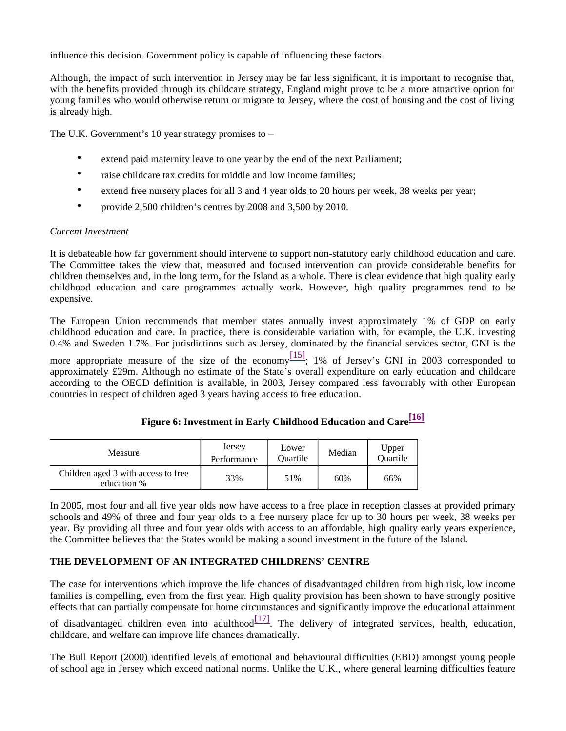influence this decision. Government policy is capable of influencing these factors.

Although, the impact of such intervention in Jersey may be far less significant, it is important to recognise that, with the benefits provided through its childcare strategy, England might prove to be a more attractive option for young families who would otherwise return or migrate to Jersey, where the cost of housing and the cost of living is already high.

The U.K. Government's 10 year strategy promises to –

- extend paid maternity leave to one year by the end of the next Parliament;
- raise childcare tax credits for middle and low income families;
- extend free nursery places for all 3 and 4 year olds to 20 hours per week, 38 weeks per year;
- provide 2,500 children's centres by 2008 and 3,500 by 2010.

*Current Investment*

It is debateable how far government should intervene to support non-statutory early childhood education and care. The Committee takes the view that, measured and focused intervention can provide considerable benefits for children themselves and, in the long term, for the Island as a whole. There is clear evidence that high quality early childhood education and care programmes actually work. However, high quality programmes tend to be expensive.

The European Union recommends that member states annually invest approximately 1% of GDP on early childhood education and care. In practice, there is considerable variation with, for example, the U.K. investing 0.4% and Sweden 1.7%. For jurisdictions such as Jersey, dominated by the financial services sector, GNI is the more appropriate measure of the size of the economy[15]; 1% of Jersey's GNI in 2003 corresponded to approximately £29m. Although no estimate of the State's overall expenditure on early education and childcare according to the OECD definition is available, in 2003, Jersey compared less favourably with other European countries in respect of children aged 3 years having access to free education.

**Figure 6: Investment in Early Childhood Education and Care[16]**

| Measure | Jersey Performance | Lower Quartile | Median | Upper Quartile |
|---|---|---|---|---|
| Children aged 3 with access to free education % | 33% | 51% | 60% | 66% |

In 2005, most four and all five year olds now have access to a free place in reception classes at provided primary schools and 49% of three and four year olds to a free nursery place for up to 30 hours per week, 38 weeks per year. By providing all three and four year olds with access to an affordable, high quality early years experience, the Committee believes that the States would be making a sound investment in the future of the Island.

**THE DEVELOPMENT OF AN INTEGRATED CHILDRENS' CENTRE**

The case for interventions which improve the life chances of disadvantaged children from high risk, low income families is compelling, even from the first year. High quality provision has been shown to have strongly positive effects that can partially compensate for home circumstances and significantly improve the educational attainment of disadvantaged children even into adulthood[17]. The delivery of integrated services, health, education, childcare, and welfare can improve life chances dramatically.

The Bull Report (2000) identified levels of emotional and behavioural difficulties (EBD) amongst young people of school age in Jersey which exceed national norms. Unlike the U.K., where general learning difficulties feature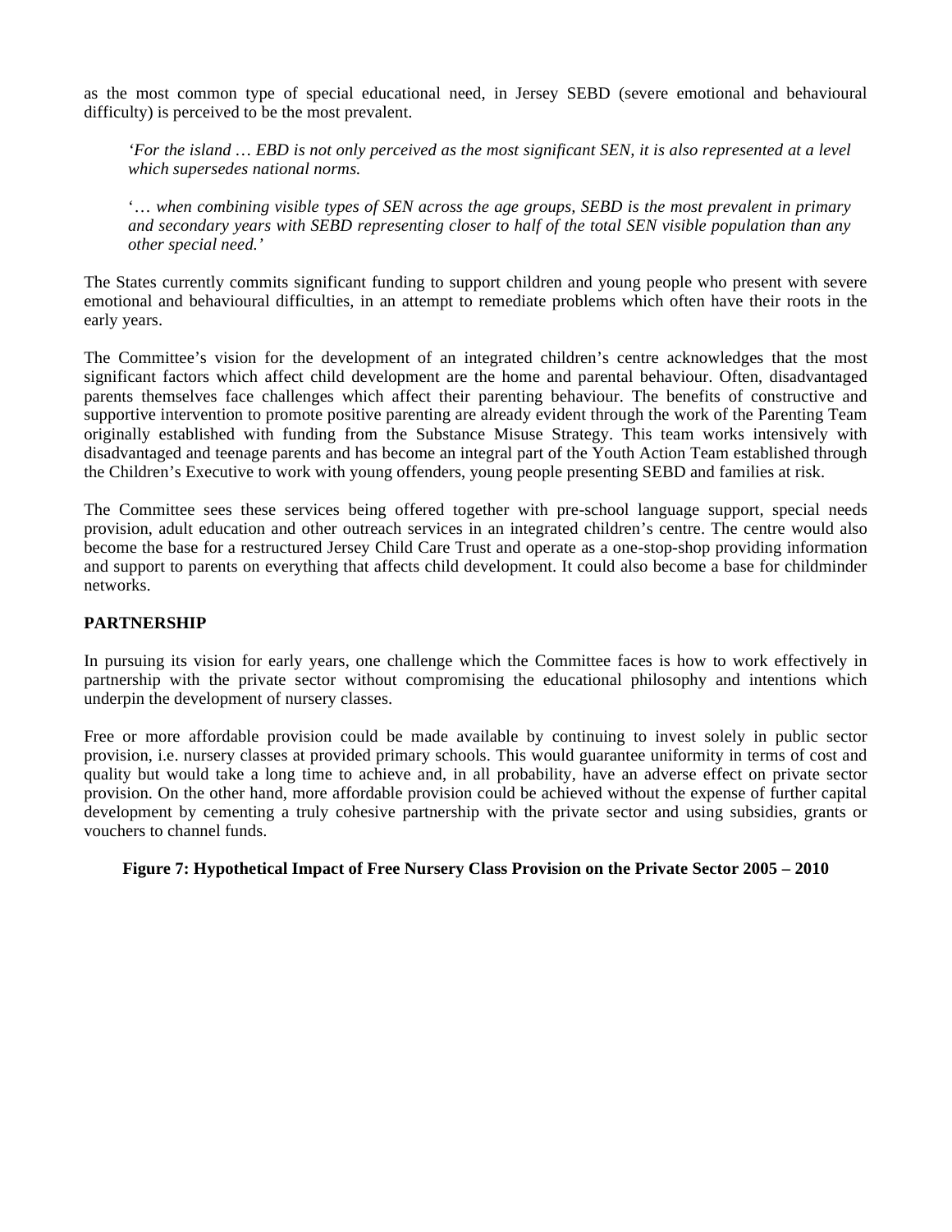as the most common type of special educational need, in Jersey SEBD (severe emotional and behavioural difficulty) is perceived to be the most prevalent.

> *'For the island … EBD is not only perceived as the most significant SEN, it is also represented at a level which supersedes national norms.*
>
> '… *when combining visible types of SEN across the age groups, SEBD is the most prevalent in primary and secondary years with SEBD representing closer to half of the total SEN visible population than any other special need.'*

The States currently commits significant funding to support children and young people who present with severe emotional and behavioural difficulties, in an attempt to remediate problems which often have their roots in the early years.

The Committee's vision for the development of an integrated children's centre acknowledges that the most significant factors which affect child development are the home and parental behaviour. Often, disadvantaged parents themselves face challenges which affect their parenting behaviour. The benefits of constructive and supportive intervention to promote positive parenting are already evident through the work of the Parenting Team originally established with funding from the Substance Misuse Strategy. This team works intensively with disadvantaged and teenage parents and has become an integral part of the Youth Action Team established through the Children's Executive to work with young offenders, young people presenting SEBD and families at risk.

The Committee sees these services being offered together with pre-school language support, special needs provision, adult education and other outreach services in an integrated children's centre. The centre would also become the base for a restructured Jersey Child Care Trust and operate as a one-stop-shop providing information and support to parents on everything that affects child development. It could also become a base for childminder networks.

**PARTNERSHIP**

In pursuing its vision for early years, one challenge which the Committee faces is how to work effectively in partnership with the private sector without compromising the educational philosophy and intentions which underpin the development of nursery classes.

Free or more affordable provision could be made available by continuing to invest solely in public sector provision, i.e. nursery classes at provided primary schools. This would guarantee uniformity in terms of cost and quality but would take a long time to achieve and, in all probability, have an adverse effect on private sector provision. On the other hand, more affordable provision could be achieved without the expense of further capital development by cementing a truly cohesive partnership with the private sector and using subsidies, grants or vouchers to channel funds.

**Figure 7: Hypothetical Impact of Free Nursery Class Provision on the Private Sector 2005 – 2010**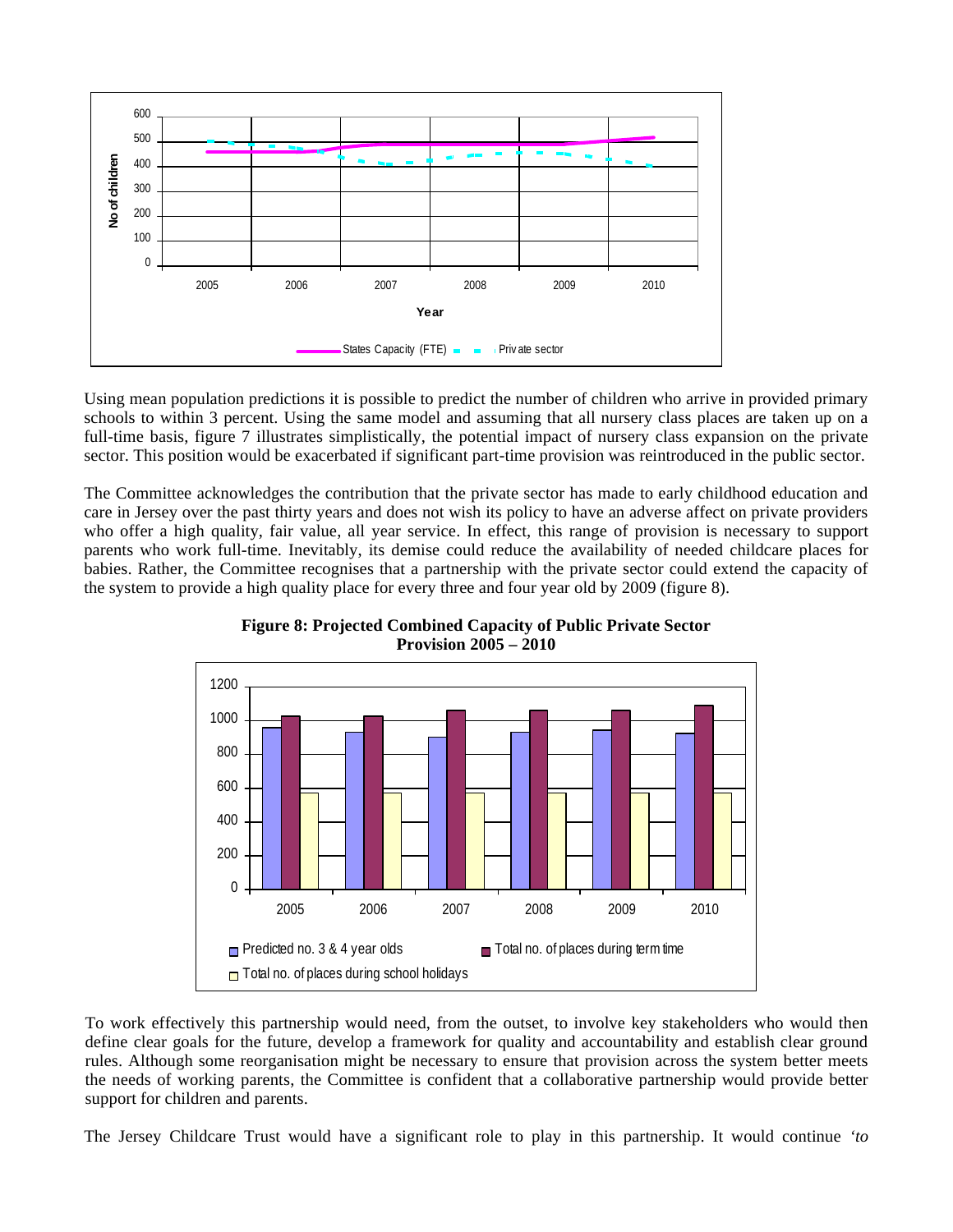Using mean population predictions it is possible to predict the number of children who arrive in provided primary schools to within 3 percent. Using the same model and assuming that all nursery class places are taken up on a full-time basis, figure 7 illustrates simplistically, the potential impact of nursery class expansion on the private sector. This position would be exacerbated if significant part-time provision was reintroduced in the public sector.

The Committee acknowledges the contribution that the private sector has made to early childhood education and care in Jersey over the past thirty years and does not wish its policy to have an adverse affect on private providers who offer a high quality, fair value, all year service. In effect, this range of provision is necessary to support parents who work full-time. Inevitably, its demise could reduce the availability of needed childcare places for babies. Rather, the Committee recognises that a partnership with the private sector could extend the capacity of the system to provide a high quality place for every three and four year old by 2009 (figure 8).

**Figure 8: Projected Combined Capacity of Public Private Sector Provision 2005 – 2010**

To work effectively this partnership would need, from the outset, to involve key stakeholders who would then define clear goals for the future, develop a framework for quality and accountability and establish clear ground rules. Although some reorganisation might be necessary to ensure that provision across the system better meets the needs of working parents, the Committee is confident that a collaborative partnership would provide better support for children and parents.

The Jersey Childcare Trust would have a significant role to play in this partnership. It would continue *'to*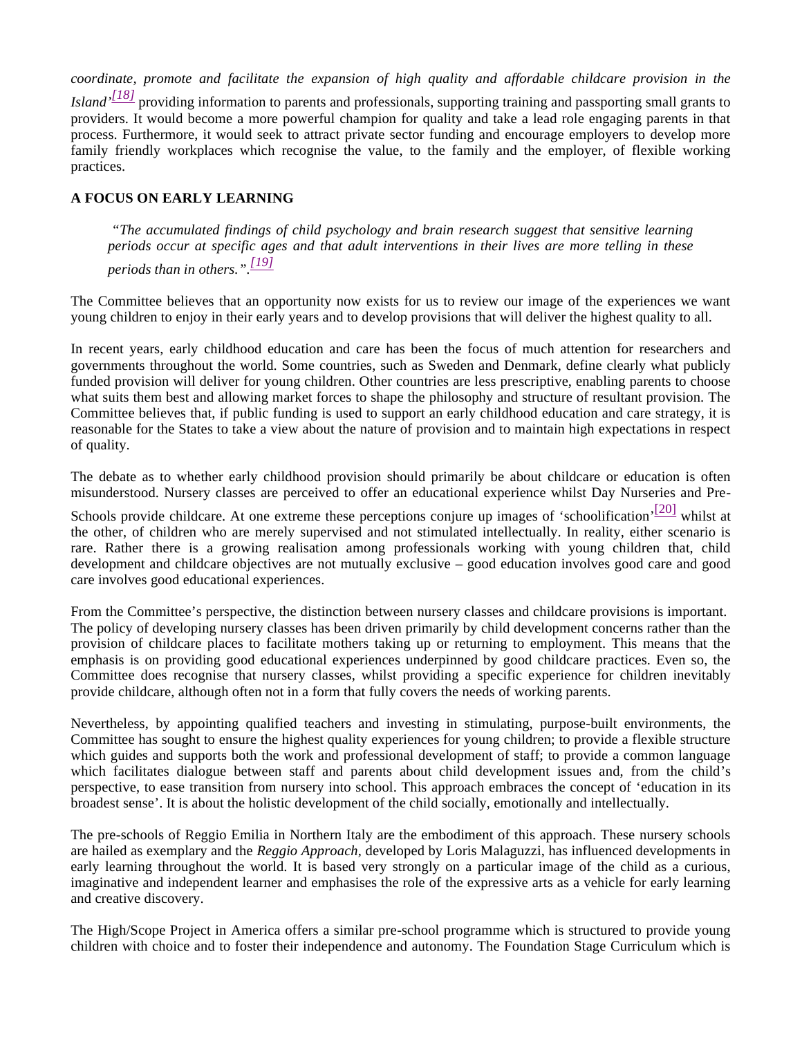*coordinate, promote and facilitate the expansion of high quality and affordable childcare provision in the Island'*[18] providing information to parents and professionals, supporting training and passporting small grants to providers. It would become a more powerful champion for quality and take a lead role engaging parents in that process. Furthermore, it would seek to attract private sector funding and encourage employers to develop more family friendly workplaces which recognise the value, to the family and the employer, of flexible working practices.

**A FOCUS ON EARLY LEARNING**

> *"The accumulated findings of child psychology and brain research suggest that sensitive learning periods occur at specific ages and that adult interventions in their lives are more telling in these periods than in others.".*[19]

The Committee believes that an opportunity now exists for us to review our image of the experiences we want young children to enjoy in their early years and to develop provisions that will deliver the highest quality to all.

In recent years, early childhood education and care has been the focus of much attention for researchers and governments throughout the world. Some countries, such as Sweden and Denmark, define clearly what publicly funded provision will deliver for young children. Other countries are less prescriptive, enabling parents to choose what suits them best and allowing market forces to shape the philosophy and structure of resultant provision. The Committee believes that, if public funding is used to support an early childhood education and care strategy, it is reasonable for the States to take a view about the nature of provision and to maintain high expectations in respect of quality.

The debate as to whether early childhood provision should primarily be about childcare or education is often misunderstood. Nursery classes are perceived to offer an educational experience whilst Day Nurseries and Pre-Schools provide childcare. At one extreme these perceptions conjure up images of 'schoolification'[20] whilst at the other, of children who are merely supervised and not stimulated intellectually. In reality, either scenario is rare. Rather there is a growing realisation among professionals working with young children that, child development and childcare objectives are not mutually exclusive – good education involves good care and good care involves good educational experiences.

From the Committee's perspective, the distinction between nursery classes and childcare provisions is important. The policy of developing nursery classes has been driven primarily by child development concerns rather than the provision of childcare places to facilitate mothers taking up or returning to employment. This means that the emphasis is on providing good educational experiences underpinned by good childcare practices. Even so, the Committee does recognise that nursery classes, whilst providing a specific experience for children inevitably provide childcare, although often not in a form that fully covers the needs of working parents.

Nevertheless, by appointing qualified teachers and investing in stimulating, purpose-built environments, the Committee has sought to ensure the highest quality experiences for young children; to provide a flexible structure which guides and supports both the work and professional development of staff; to provide a common language which facilitates dialogue between staff and parents about child development issues and, from the child's perspective, to ease transition from nursery into school. This approach embraces the concept of 'education in its broadest sense'. It is about the holistic development of the child socially, emotionally and intellectually.

The pre-schools of Reggio Emilia in Northern Italy are the embodiment of this approach. These nursery schools are hailed as exemplary and the *Reggio Approach*, developed by Loris Malaguzzi, has influenced developments in early learning throughout the world. It is based very strongly on a particular image of the child as a curious, imaginative and independent learner and emphasises the role of the expressive arts as a vehicle for early learning and creative discovery.

The High/Scope Project in America offers a similar pre-school programme which is structured to provide young children with choice and to foster their independence and autonomy. The Foundation Stage Curriculum which is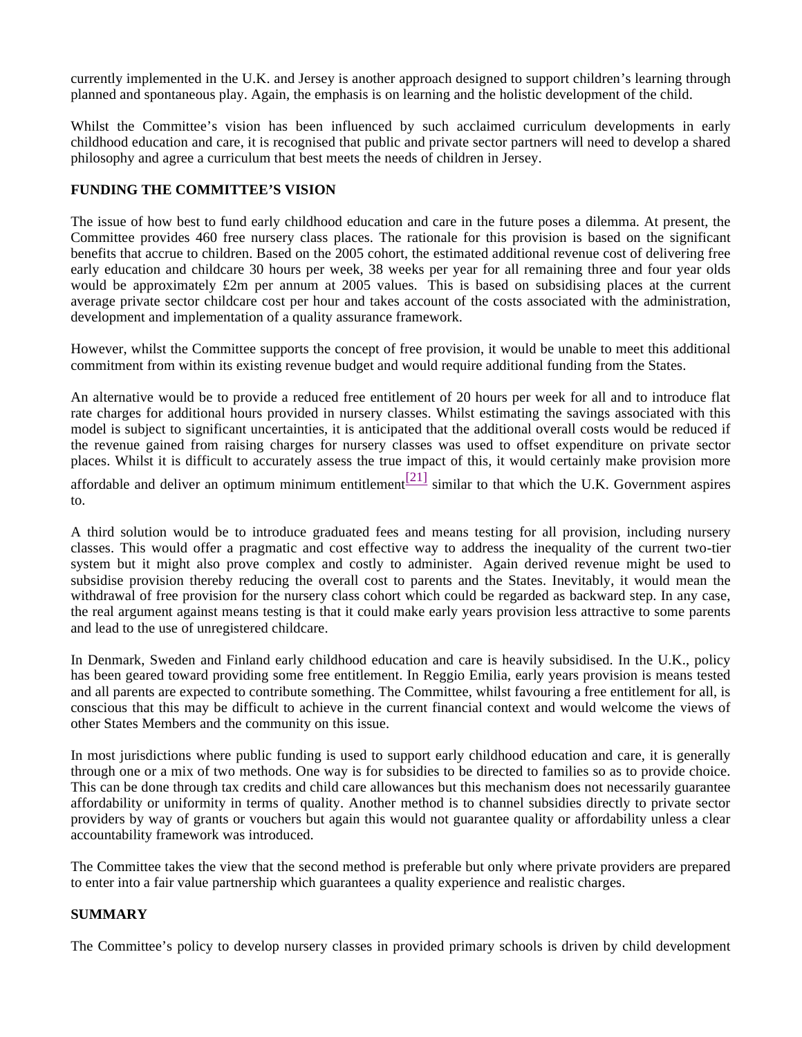currently implemented in the U.K. and Jersey is another approach designed to support children's learning through planned and spontaneous play. Again, the emphasis is on learning and the holistic development of the child.

Whilst the Committee's vision has been influenced by such acclaimed curriculum developments in early childhood education and care, it is recognised that public and private sector partners will need to develop a shared philosophy and agree a curriculum that best meets the needs of children in Jersey.

**FUNDING THE COMMITTEE'S VISION**

The issue of how best to fund early childhood education and care in the future poses a dilemma. At present, the Committee provides 460 free nursery class places. The rationale for this provision is based on the significant benefits that accrue to children. Based on the 2005 cohort, the estimated additional revenue cost of delivering free early education and childcare 30 hours per week, 38 weeks per year for all remaining three and four year olds would be approximately £2m per annum at 2005 values. This is based on subsidising places at the current average private sector childcare cost per hour and takes account of the costs associated with the administration, development and implementation of a quality assurance framework.

However, whilst the Committee supports the concept of free provision, it would be unable to meet this additional commitment from within its existing revenue budget and would require additional funding from the States.

An alternative would be to provide a reduced free entitlement of 20 hours per week for all and to introduce flat rate charges for additional hours provided in nursery classes. Whilst estimating the savings associated with this model is subject to significant uncertainties, it is anticipated that the additional overall costs would be reduced if the revenue gained from raising charges for nursery classes was used to offset expenditure on private sector places. Whilst it is difficult to accurately assess the true impact of this, it would certainly make provision more affordable and deliver an optimum minimum entitlement[21] similar to that which the U.K. Government aspires to.

A third solution would be to introduce graduated fees and means testing for all provision, including nursery classes. This would offer a pragmatic and cost effective way to address the inequality of the current two-tier system but it might also prove complex and costly to administer. Again derived revenue might be used to subsidise provision thereby reducing the overall cost to parents and the States. Inevitably, it would mean the withdrawal of free provision for the nursery class cohort which could be regarded as backward step. In any case, the real argument against means testing is that it could make early years provision less attractive to some parents and lead to the use of unregistered childcare.

In Denmark, Sweden and Finland early childhood education and care is heavily subsidised. In the U.K., policy has been geared toward providing some free entitlement. In Reggio Emilia, early years provision is means tested and all parents are expected to contribute something. The Committee, whilst favouring a free entitlement for all, is conscious that this may be difficult to achieve in the current financial context and would welcome the views of other States Members and the community on this issue.

In most jurisdictions where public funding is used to support early childhood education and care, it is generally through one or a mix of two methods. One way is for subsidies to be directed to families so as to provide choice. This can be done through tax credits and child care allowances but this mechanism does not necessarily guarantee affordability or uniformity in terms of quality. Another method is to channel subsidies directly to private sector providers by way of grants or vouchers but again this would not guarantee quality or affordability unless a clear accountability framework was introduced.

The Committee takes the view that the second method is preferable but only where private providers are prepared to enter into a fair value partnership which guarantees a quality experience and realistic charges.

**SUMMARY**

The Committee's policy to develop nursery classes in provided primary schools is driven by child development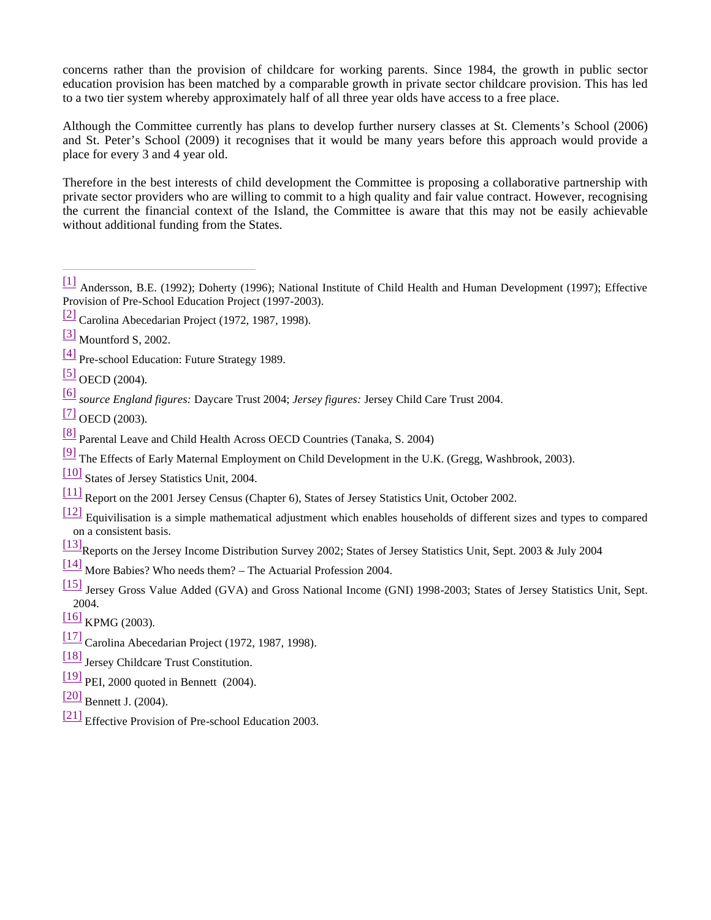concerns rather than the provision of childcare for working parents. Since 1984, the growth in public sector education provision has been matched by a comparable growth in private sector childcare provision. This has led to a two tier system whereby approximately half of all three year olds have access to a free place.

Although the Committee currently has plans to develop further nursery classes at St. Clements's School (2006) and St. Peter's School (2009) it recognises that it would be many years before this approach would provide a place for every 3 and 4 year old.

Therefore in the best interests of child development the Committee is proposing a collaborative partnership with private sector providers who are willing to commit to a high quality and fair value contract. However, recognising the current the financial context of the Island, the Committee is aware that this may not be easily achievable without additional funding from the States.

---

[1] Andersson, B.E. (1992); Doherty (1996); National Institute of Child Health and Human Development (1997); Effective Provision of Pre-School Education Project (1997-2003).

[2] Carolina Abecedarian Project (1972, 1987, 1998).

[3] Mountford S, 2002.

[4] Pre-school Education: Future Strategy 1989.

[5] OECD (2004).

[6] *source England figures:* Daycare Trust 2004; *Jersey figures:* Jersey Child Care Trust 2004.

[7] OECD (2003).

[8] Parental Leave and Child Health Across OECD Countries (Tanaka, S. 2004)

[9] The Effects of Early Maternal Employment on Child Development in the U.K. (Gregg, Washbrook, 2003).

[10] States of Jersey Statistics Unit, 2004.

[11] Report on the 2001 Jersey Census (Chapter 6), States of Jersey Statistics Unit, October 2002.

[12] Equivilisation is a simple mathematical adjustment which enables households of different sizes and types to compared on a consistent basis.

[13] Reports on the Jersey Income Distribution Survey 2002; States of Jersey Statistics Unit, Sept. 2003 & July 2004

[14] More Babies? Who needs them? – The Actuarial Profession 2004.

[15] Jersey Gross Value Added (GVA) and Gross National Income (GNI) 1998-2003; States of Jersey Statistics Unit, Sept. 2004.

[16] KPMG (2003).

[17] Carolina Abecedarian Project (1972, 1987, 1998).

[18] Jersey Childcare Trust Constitution.

[19] PEI, 2000 quoted in Bennett (2004).

[20] Bennett J. (2004).

[21] Effective Provision of Pre-school Education 2003.